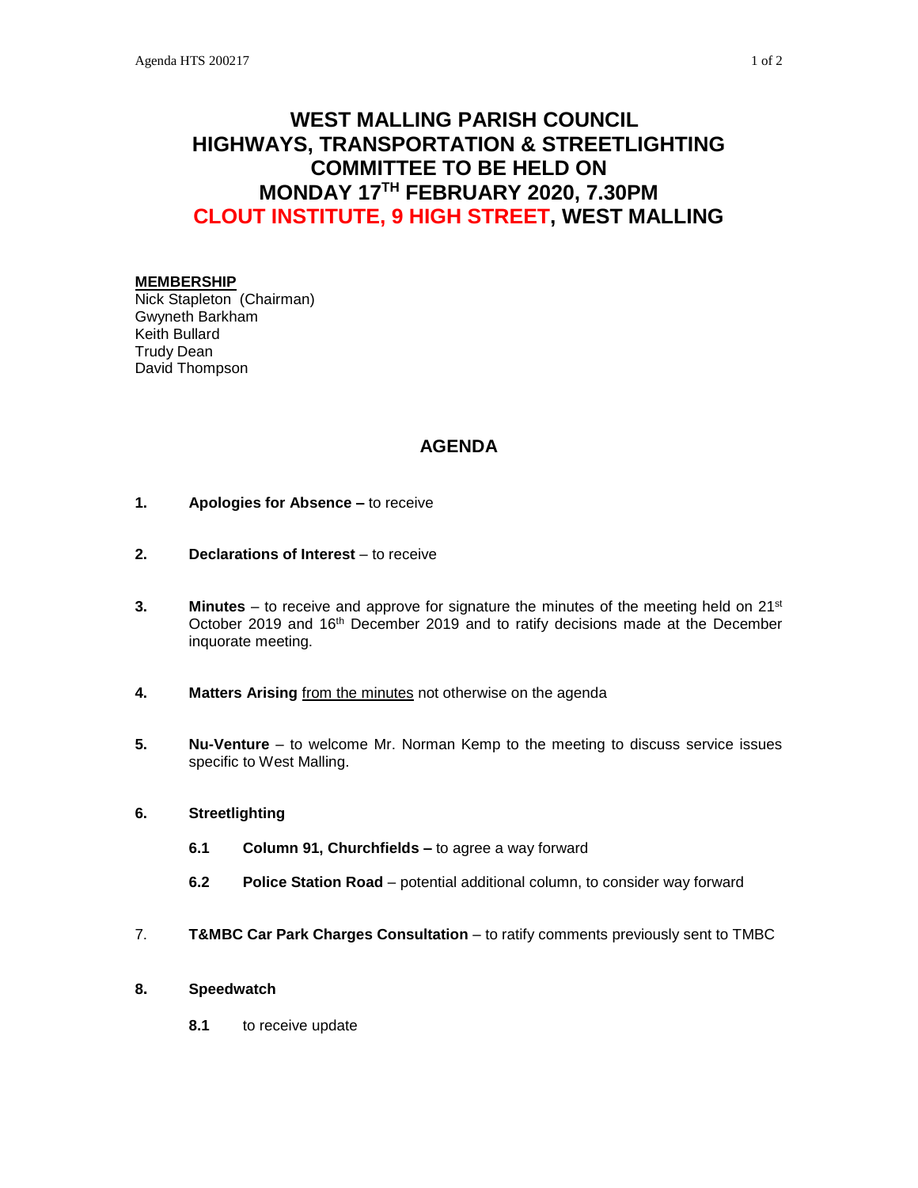# WEST MALLING PARISH COUNCIL
# HIGHWAYS, TRANSPORTATION & STREETLIGHTING COMMITTEE TO BE HELD ON MONDAY 17TH FEBRUARY 2020, 7.30PM
# CLOUT INSTITUTE, 9 HIGH STREET, WEST MALLING

**MEMBERSHIP**
Nick Stapleton (Chairman)
Gwyneth Barkham
Keith Bullard
Trudy Dean
David Thompson

## AGENDA

**1.** **Apologies for Absence –** to receive

**2.** **Declarations of Interest** – to receive

**3.** **Minutes** – to receive and approve for signature the minutes of the meeting held on 21st October 2019 and 16th December 2019 and to ratify decisions made at the December inquorate meeting.

**4.** **Matters Arising** from the minutes not otherwise on the agenda

**5.** **Nu-Venture** – to welcome Mr. Norman Kemp to the meeting to discuss service issues specific to West Malling.

**6.** **Streetlighting**

- **6.1** **Column 91, Churchfields –** to agree a way forward
- **6.2** **Police Station Road** – potential additional column, to consider way forward

7. **T&MBC Car Park Charges Consultation** – to ratify comments previously sent to TMBC

**8.** **Speedwatch**

- **8.1** to receive update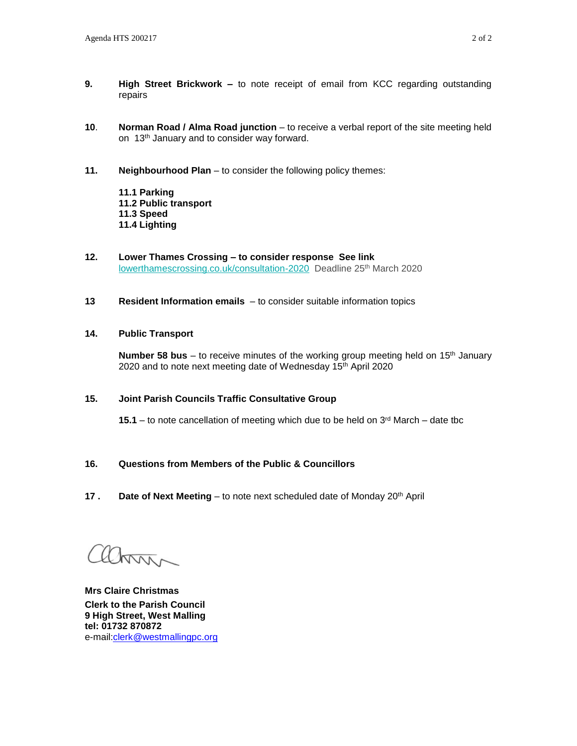**9.** **High Street Brickwork –** to note receipt of email from KCC regarding outstanding repairs

**10**. **Norman Road / Alma Road junction** – to receive a verbal report of the site meeting held on 13th January and to consider way forward.

**11.** **Neighbourhood Plan** – to consider the following policy themes:

**11.1 Parking**
**11.2 Public transport**
**11.3 Speed**
**11.4 Lighting**

**12.** **Lower Thames Crossing – to consider response See link** lowerthamescrossing.co.uk/consultation-2020 Deadline 25th March 2020

**13** **Resident Information emails** – to consider suitable information topics

**14.** **Public Transport**

**Number 58 bus** – to receive minutes of the working group meeting held on 15th January 2020 and to note next meeting date of Wednesday 15th April 2020

**15.** **Joint Parish Councils Traffic Consultative Group**

**15.1** – to note cancellation of meeting which due to be held on 3rd March – date tbc

**16.** **Questions from Members of the Public & Councillors**

**17 .** **Date of Next Meeting** – to note next scheduled date of Monday 20th April

**Mrs Claire Christmas**
**Clerk to the Parish Council**
**9 High Street, West Malling**
**tel: 01732 870872**
e-mail:clerk@westmallingpc.org